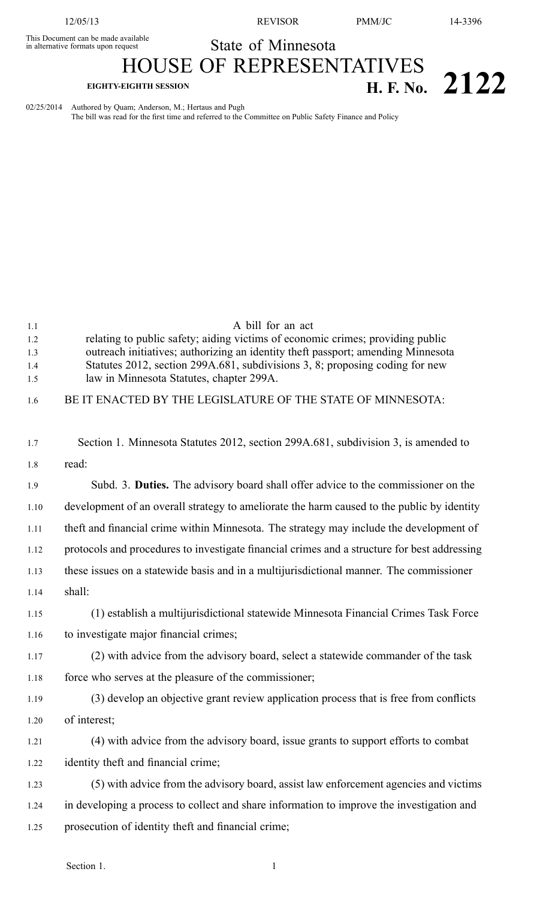This Document can be made available in alternative formats upon request

# State of Minnesota

# HOUSE OF REPRESENTATIVES

**EIGHTY-EIGHTH SESSION**

## H. F. No. 2122

02/25/2014 Authored by Quam; Anderson, M.; Hertaus and Pugh

The bill was read for the first time and referred to the Committee on Public Safety Finance and Policy

A bill for an act

relating to public safety; aiding victims of economic crimes; providing public outreach initiatives; authorizing an identity theft passport; amending Minnesota Statutes 2012, section 299A.681, subdivisions 3, 8; proposing coding for new law in Minnesota Statutes, chapter 299A.

BE IT ENACTED BY THE LEGISLATURE OF THE STATE OF MINNESOTA:

Section 1. Minnesota Statutes 2012, section 299A.681, subdivision 3, is amended to read:

Subd. 3. **Duties.** The advisory board shall offer advice to the commissioner on the development of an overall strategy to ameliorate the harm caused to the public by identity theft and financial crime within Minnesota. The strategy may include the development of protocols and procedures to investigate financial crimes and a structure for best addressing these issues on a statewide basis and in a multijurisdictional manner. The commissioner shall:

(1) establish a multijurisdictional statewide Minnesota Financial Crimes Task Force to investigate major financial crimes;

(2) with advice from the advisory board, select a statewide commander of the task force who serves at the pleasure of the commissioner;

(3) develop an objective grant review application process that is free from conflicts of interest;

(4) with advice from the advisory board, issue grants to support efforts to combat identity theft and financial crime;

(5) with advice from the advisory board, assist law enforcement agencies and victims in developing a process to collect and share information to improve the investigation and prosecution of identity theft and financial crime;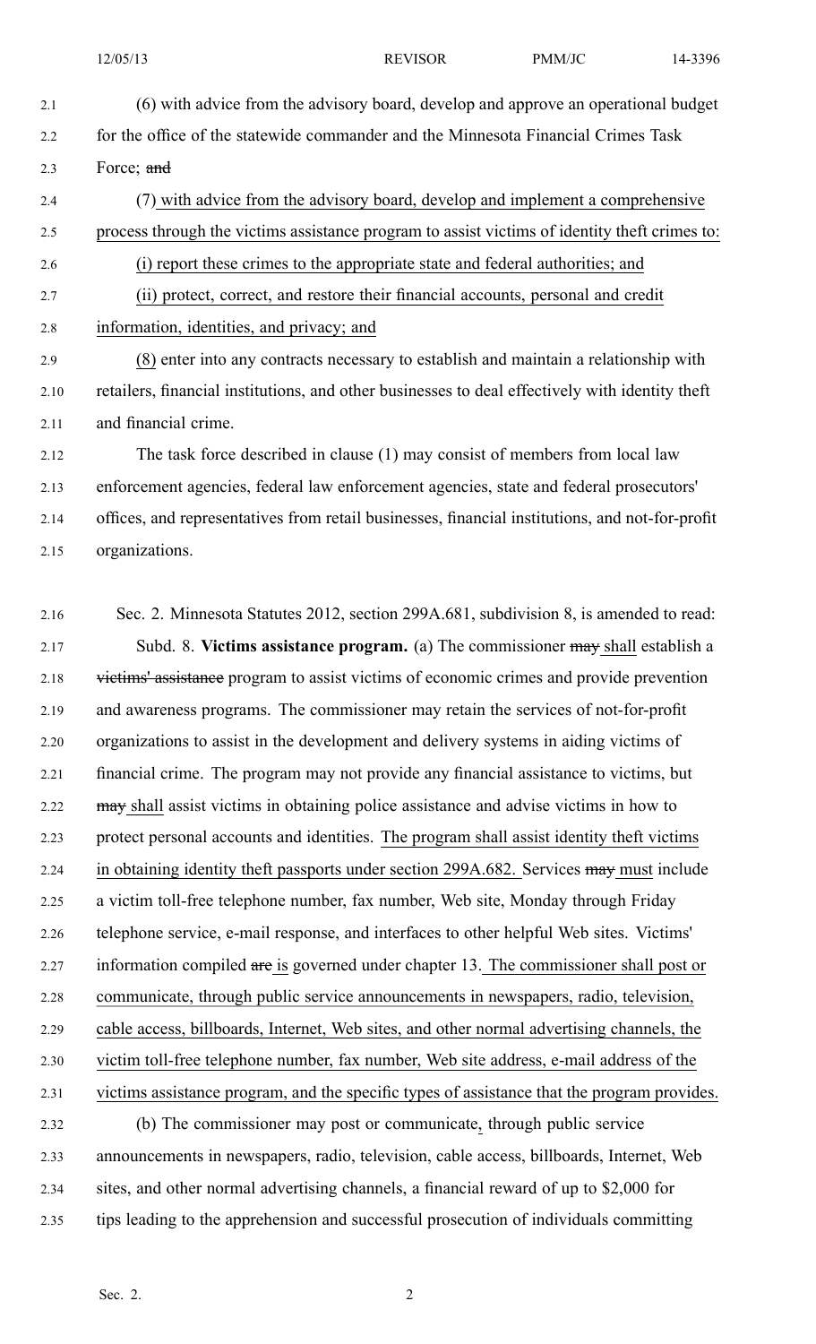(6) with advice from the advisory board, develop and approve an operational budget for the office of the statewide commander and the Minnesota Financial Crimes Task Force; ~~and~~

(7) with advice from the advisory board, develop and implement a comprehensive process through the victims assistance program to assist victims of identity theft crimes to:

(i) report these crimes to the appropriate state and federal authorities; and

(ii) protect, correct, and restore their financial accounts, personal and credit information, identities, and privacy; and

(8) enter into any contracts necessary to establish and maintain a relationship with retailers, financial institutions, and other businesses to deal effectively with identity theft and financial crime.

The task force described in clause (1) may consist of members from local law enforcement agencies, federal law enforcement agencies, state and federal prosecutors' offices, and representatives from retail businesses, financial institutions, and not-for-profit organizations.

Sec. 2. Minnesota Statutes 2012, section 299A.681, subdivision 8, is amended to read:

Subd. 8. **Victims assistance program.** (a) The commissioner ~~may~~ shall establish a ~~victims' assistance~~ program to assist victims of economic crimes and provide prevention and awareness programs. The commissioner may retain the services of not-for-profit organizations to assist in the development and delivery systems in aiding victims of financial crime. The program may not provide any financial assistance to victims, but ~~may~~ shall assist victims in obtaining police assistance and advise victims in how to protect personal accounts and identities. The program shall assist identity theft victims in obtaining identity theft passports under section 299A.682. Services ~~may~~ must include a victim toll-free telephone number, fax number, Web site, Monday through Friday telephone service, e-mail response, and interfaces to other helpful Web sites. Victims' information compiled ~~are~~ is governed under chapter 13. The commissioner shall post or communicate, through public service announcements in newspapers, radio, television, cable access, billboards, Internet, Web sites, and other normal advertising channels, the victim toll-free telephone number, fax number, Web site address, e-mail address of the victims assistance program, and the specific types of assistance that the program provides.

(b) The commissioner may post or communicate, through public service announcements in newspapers, radio, television, cable access, billboards, Internet, Web sites, and other normal advertising channels, a financial reward of up to $2,000 for tips leading to the apprehension and successful prosecution of individuals committing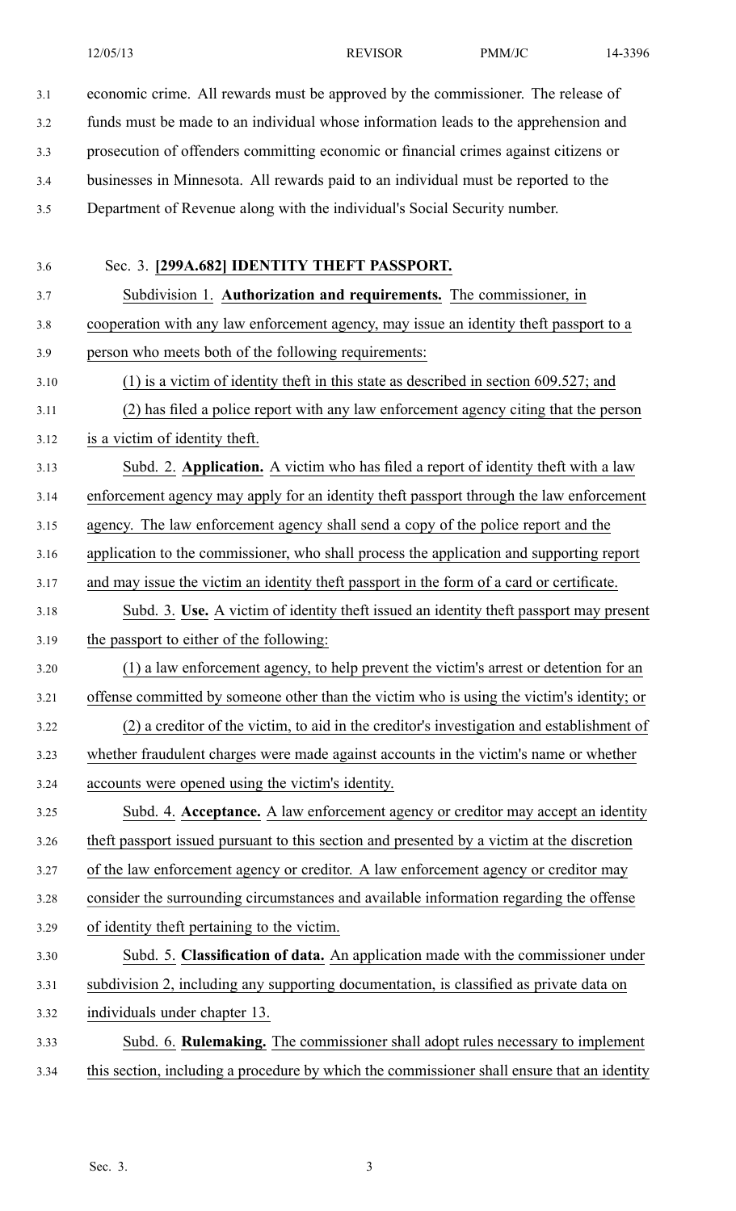economic crime. All rewards must be approved by the commissioner. The release of funds must be made to an individual whose information leads to the apprehension and prosecution of offenders committing economic or financial crimes against citizens or businesses in Minnesota. All rewards paid to an individual must be reported to the Department of Revenue along with the individual's Social Security number.

Sec. 3. **[299A.682] IDENTITY THEFT PASSPORT.**

Subdivision 1. **Authorization and requirements.** The commissioner, in cooperation with any law enforcement agency, may issue an identity theft passport to a person who meets both of the following requirements:

(1) is a victim of identity theft in this state as described in section 609.527; and

(2) has filed a police report with any law enforcement agency citing that the person is a victim of identity theft.

Subd. 2. **Application.** A victim who has filed a report of identity theft with a law enforcement agency may apply for an identity theft passport through the law enforcement agency. The law enforcement agency shall send a copy of the police report and the application to the commissioner, who shall process the application and supporting report and may issue the victim an identity theft passport in the form of a card or certificate.

Subd. 3. **Use.** A victim of identity theft issued an identity theft passport may present the passport to either of the following:

(1) a law enforcement agency, to help prevent the victim's arrest or detention for an offense committed by someone other than the victim who is using the victim's identity; or

(2) a creditor of the victim, to aid in the creditor's investigation and establishment of whether fraudulent charges were made against accounts in the victim's name or whether accounts were opened using the victim's identity.

Subd. 4. **Acceptance.** A law enforcement agency or creditor may accept an identity theft passport issued pursuant to this section and presented by a victim at the discretion of the law enforcement agency or creditor. A law enforcement agency or creditor may consider the surrounding circumstances and available information regarding the offense of identity theft pertaining to the victim.

Subd. 5. **Classification of data.** An application made with the commissioner under subdivision 2, including any supporting documentation, is classified as private data on individuals under chapter 13.

Subd. 6. **Rulemaking.** The commissioner shall adopt rules necessary to implement this section, including a procedure by which the commissioner shall ensure that an identity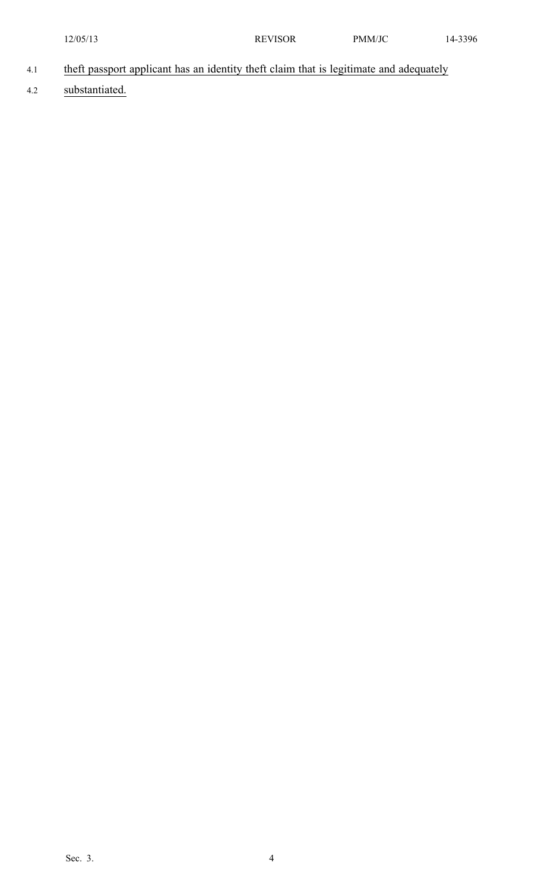theft passport applicant has an identity theft claim that is legitimate and adequately substantiated.